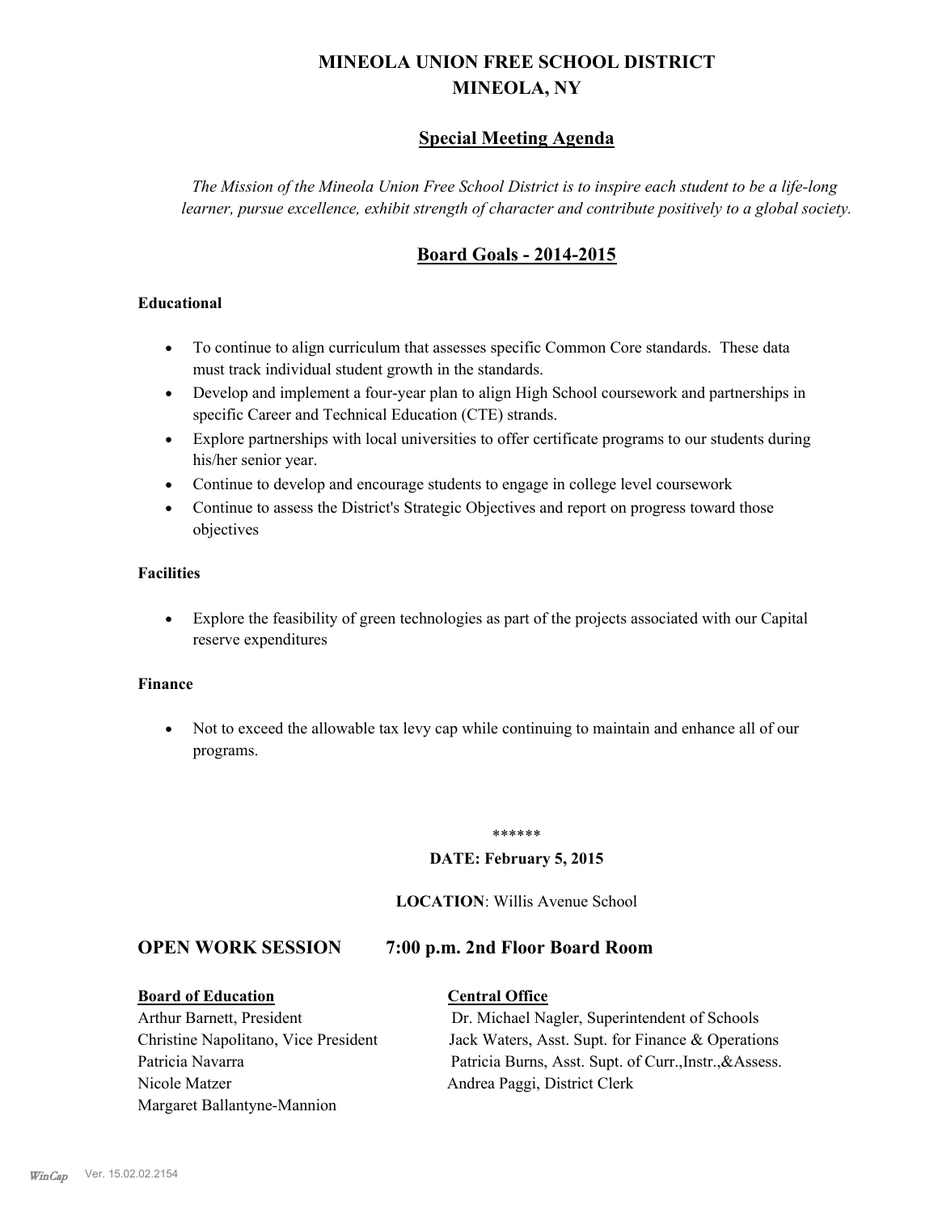# MINEOLA UNION FREE SCHOOL DISTRICT
# MINEOLA, NY

## Special Meeting Agenda

*The Mission of the Mineola Union Free School District is to inspire each student to be a life-long learner, pursue excellence, exhibit strength of character and contribute positively to a global society.*

## Board Goals - 2014-2015

**Educational**

- To continue to align curriculum that assesses specific Common Core standards. These data must track individual student growth in the standards.
- Develop and implement a four-year plan to align High School coursework and partnerships in specific Career and Technical Education (CTE) strands.
- Explore partnerships with local universities to offer certificate programs to our students during his/her senior year.
- Continue to develop and encourage students to engage in college level coursework
- Continue to assess the District's Strategic Objectives and report on progress toward those objectives

**Facilities**

- Explore the feasibility of green technologies as part of the projects associated with our Capital reserve expenditures

**Finance**

- Not to exceed the allowable tax levy cap while continuing to maintain and enhance all of our programs.

******

**DATE: February 5, 2015**

**LOCATION**: Willis Avenue School

## OPEN WORK SESSION 7:00 p.m. 2nd Floor Board Room

| **Board of Education** | **Central Office** |
|---|---|
| Arthur Barnett, President | Dr. Michael Nagler, Superintendent of Schools |
| Christine Napolitano, Vice President | Jack Waters, Asst. Supt. for Finance & Operations |
| Patricia Navarra | Patricia Burns, Asst. Supt. of Curr.,Instr.,&Assess. |
| Nicole Matzer | Andrea Paggi, District Clerk |
| Margaret Ballantyne-Mannion | |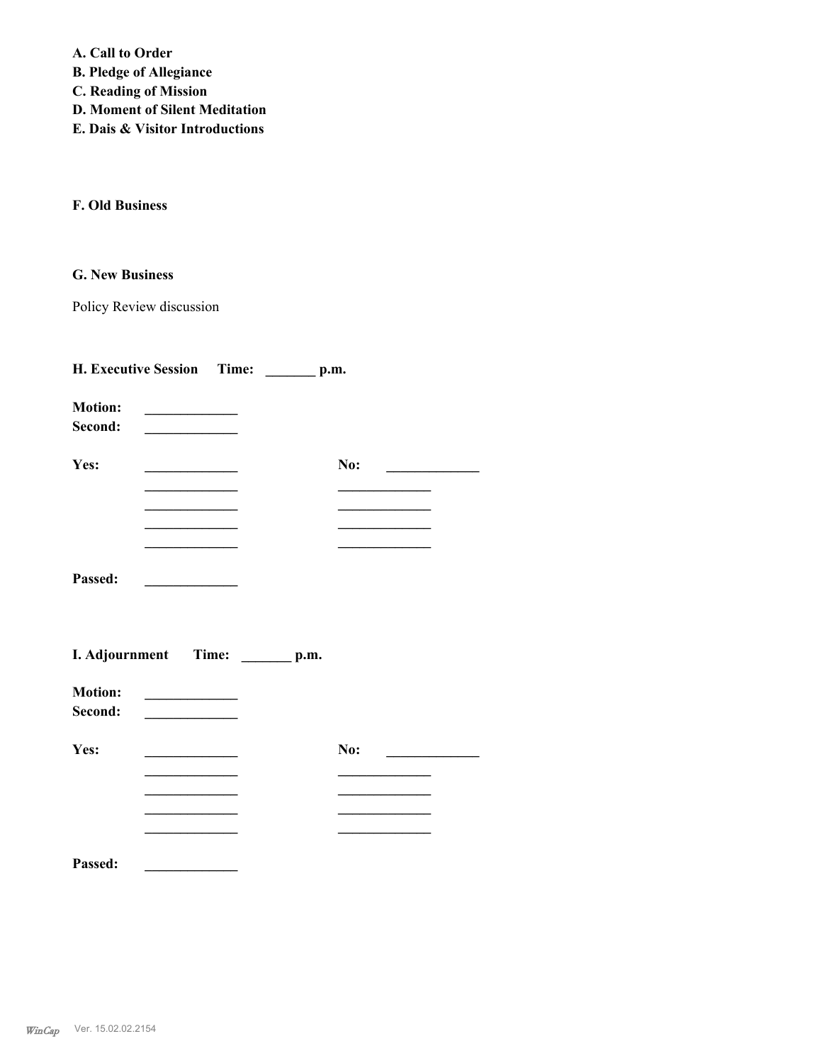**A. Call to Order**
**B. Pledge of Allegiance**
**C. Reading of Mission**
**D. Moment of Silent Meditation**
**E. Dais & Visitor Introductions**

**F. Old Business**

**G. New Business**

Policy Review discussion

**H. Executive Session Time: _______ p.m.**

**Motion:** _____________
**Second:** _____________

| | | | |
|---|---|---|---|
| **Yes:** | _____________ | **No:** | _____________ |
| | _____________ | | _____________ |
| | _____________ | | _____________ |
| | _____________ | | _____________ |
| | _____________ | | _____________ |

**Passed:** _____________

**I. Adjournment Time: _______ p.m.**

**Motion:** _____________
**Second:** _____________

| | | | |
|---|---|---|---|
| **Yes:** | _____________ | **No:** | _____________ |
| | _____________ | | _____________ |
| | _____________ | | _____________ |
| | _____________ | | _____________ |
| | _____________ | | _____________ |

**Passed:** _____________